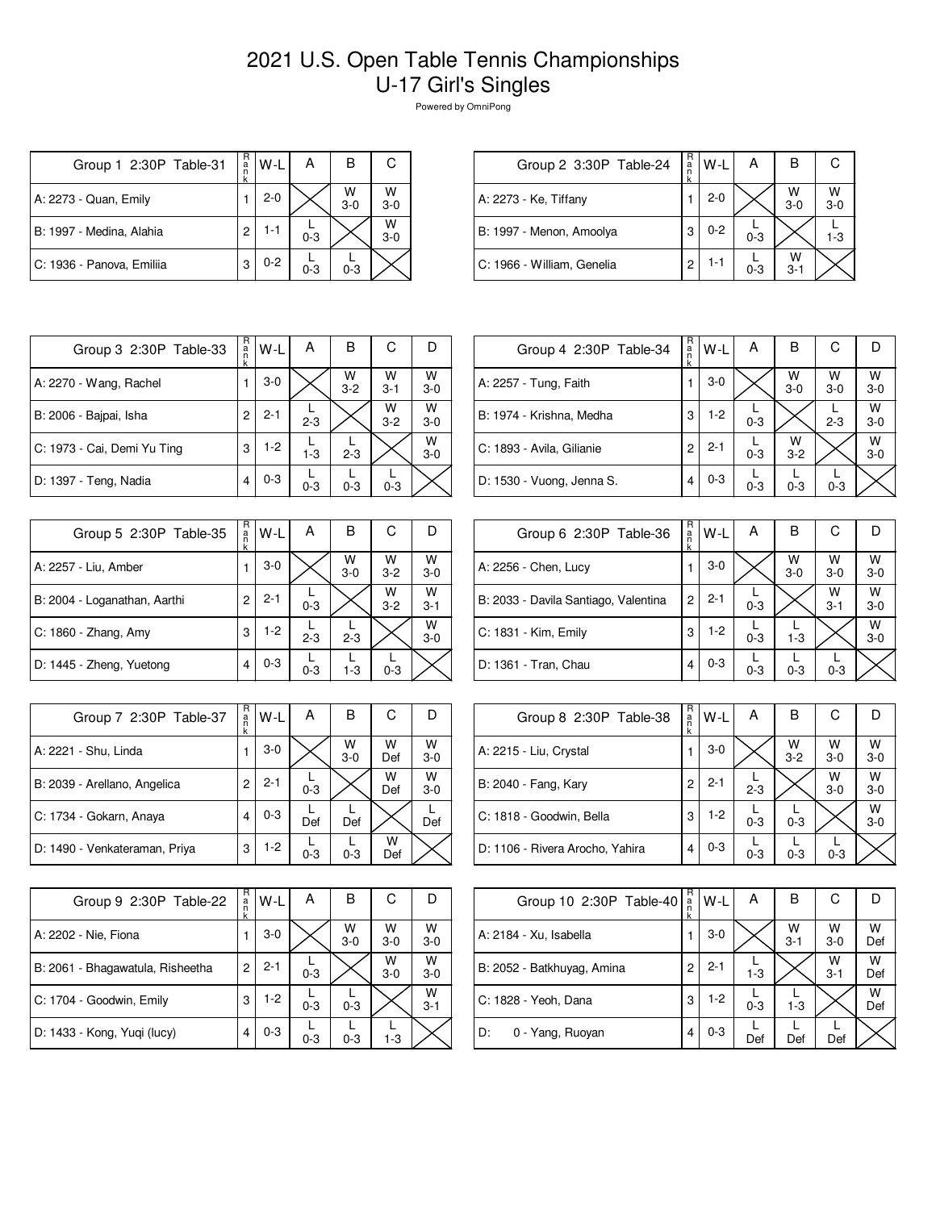# 2021 U.S. Open Table Tennis Championships
# U-17 Girl's Singles

Powered by OmniPong

| Group 1 2:30P Table-31 | Rank | W-L | A | B | C |
|---|---|---|---|---|---|
| A: 2273 - Quan, Emily | 1 | 2-0 | | W 3-0 | W 3-0 |
| B: 1997 - Medina, Alahia | 2 | 1-1 | L 0-3 | | W 3-0 |
| C: 1936 - Panova, Emiliia | 3 | 0-2 | L 0-3 | L 0-3 | |

| Group 2 3:30P Table-24 | Rank | W-L | A | B | C |
|---|---|---|---|---|---|
| A: 2273 - Ke, Tiffany | 1 | 2-0 | | W 3-0 | W 3-0 |
| B: 1997 - Menon, Amoolya | 3 | 0-2 | L 0-3 | | L 1-3 |
| C: 1966 - William, Genelia | 2 | 1-1 | L 0-3 | W 3-1 | |

| Group 3 2:30P Table-33 | Rank | W-L | A | B | C | D |
|---|---|---|---|---|---|---|
| A: 2270 - Wang, Rachel | 1 | 3-0 | | W 3-2 | W 3-1 | W 3-0 |
| B: 2006 - Bajpai, Isha | 2 | 2-1 | L 2-3 | | W 3-2 | W 3-0 |
| C: 1973 - Cai, Demi Yu Ting | 3 | 1-2 | L 1-3 | L 2-3 | | W 3-0 |
| D: 1397 - Teng, Nadia | 4 | 0-3 | L 0-3 | L 0-3 | L 0-3 | |

| Group 4 2:30P Table-34 | Rank | W-L | A | B | C | D |
|---|---|---|---|---|---|---|
| A: 2257 - Tung, Faith | 1 | 3-0 | | W 3-0 | W 3-0 | W 3-0 |
| B: 1974 - Krishna, Medha | 3 | 1-2 | L 0-3 | | L 2-3 | W 3-0 |
| C: 1893 - Avila, Gilianie | 2 | 2-1 | L 0-3 | W 3-2 | | W 3-0 |
| D: 1530 - Vuong, Jenna S. | 4 | 0-3 | L 0-3 | L 0-3 | L 0-3 | |

| Group 5 2:30P Table-35 | Rank | W-L | A | B | C | D |
|---|---|---|---|---|---|---|
| A: 2257 - Liu, Amber | 1 | 3-0 | | W 3-0 | W 3-2 | W 3-0 |
| B: 2004 - Loganathan, Aarthi | 2 | 2-1 | L 0-3 | | W 3-2 | W 3-1 |
| C: 1860 - Zhang, Amy | 3 | 1-2 | L 2-3 | L 2-3 | | W 3-0 |
| D: 1445 - Zheng, Yuetong | 4 | 0-3 | L 0-3 | L 1-3 | L 0-3 | |

| Group 6 2:30P Table-36 | Rank | W-L | A | B | C | D |
|---|---|---|---|---|---|---|
| A: 2256 - Chen, Lucy | 1 | 3-0 | | W 3-0 | W 3-0 | W 3-0 |
| B: 2033 - Davila Santiago, Valentina | 2 | 2-1 | L 0-3 | | W 3-1 | W 3-0 |
| C: 1831 - Kim, Emily | 3 | 1-2 | L 0-3 | L 1-3 | | W 3-0 |
| D: 1361 - Tran, Chau | 4 | 0-3 | L 0-3 | L 0-3 | L 0-3 | |

| Group 7 2:30P Table-37 | Rank | W-L | A | B | C | D |
|---|---|---|---|---|---|---|
| A: 2221 - Shu, Linda | 1 | 3-0 | | W 3-0 | W Def | W 3-0 |
| B: 2039 - Arellano, Angelica | 2 | 2-1 | L 0-3 | | W Def | W 3-0 |
| C: 1734 - Gokarn, Anaya | 4 | 0-3 | L Def | L Def | | L Def |
| D: 1490 - Venkateraman, Priya | 3 | 1-2 | L 0-3 | L 0-3 | W Def | |

| Group 8 2:30P Table-38 | Rank | W-L | A | B | C | D |
|---|---|---|---|---|---|---|
| A: 2215 - Liu, Crystal | 1 | 3-0 | | W 3-2 | W 3-0 | W 3-0 |
| B: 2040 - Fang, Kary | 2 | 2-1 | L 2-3 | | W 3-0 | W 3-0 |
| C: 1818 - Goodwin, Bella | 3 | 1-2 | L 0-3 | L 0-3 | | W 3-0 |
| D: 1106 - Rivera Arocho, Yahira | 4 | 0-3 | L 0-3 | L 0-3 | L 0-3 | |

| Group 9 2:30P Table-22 | Rank | W-L | A | B | C | D |
|---|---|---|---|---|---|---|
| A: 2202 - Nie, Fiona | 1 | 3-0 | | W 3-0 | W 3-0 | W 3-0 |
| B: 2061 - Bhagawatula, Risheetha | 2 | 2-1 | L 0-3 | | W 3-0 | W 3-0 |
| C: 1704 - Goodwin, Emily | 3 | 1-2 | L 0-3 | L 0-3 | | W 3-1 |
| D: 1433 - Kong, Yuqi (lucy) | 4 | 0-3 | L 0-3 | L 0-3 | L 1-3 | |

| Group 10 2:30P Table-40 | Rank | W-L | A | B | C | D |
|---|---|---|---|---|---|---|
| A: 2184 - Xu, Isabella | 1 | 3-0 | | W 3-1 | W 3-0 | W Def |
| B: 2052 - Batkhuyag, Amina | 2 | 2-1 | L 1-3 | | W 3-1 | W Def |
| C: 1828 - Yeoh, Dana | 3 | 1-2 | L 0-3 | L 1-3 | | W Def |
| D: 0 - Yang, Ruoyan | 4 | 0-3 | L Def | L Def | L Def | |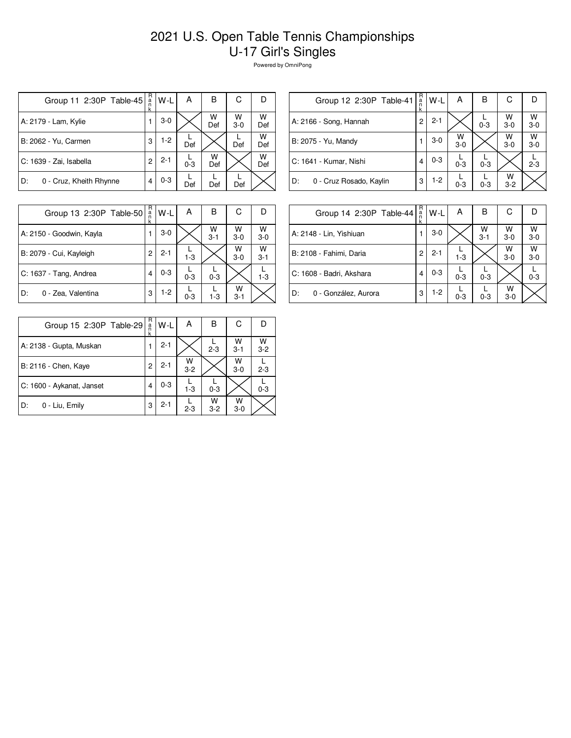# 2021 U.S. Open Table Tennis Championships
# U-17 Girl's Singles

Powered by OmniPong

| Group 11 2:30P Table-45 | Rank | W-L | A | B | C | D |
|---|---|---|---|---|---|---|
| A: 2179 - Lam, Kylie | 1 | 3-0 | | W Def | W 3-0 | W Def |
| B: 2062 - Yu, Carmen | 3 | 1-2 | L Def | | L Def | W Def |
| C: 1639 - Zai, Isabella | 2 | 2-1 | L 0-3 | W Def | | W Def |
| D: 0 - Cruz, Kheith Rhynne | 4 | 0-3 | L Def | L Def | L Def | |

| Group 12 2:30P Table-41 | Rank | W-L | A | B | C | D |
|---|---|---|---|---|---|---|
| A: 2166 - Song, Hannah | 2 | 2-1 | | L 0-3 | W 3-0 | W 3-0 |
| B: 2075 - Yu, Mandy | 1 | 3-0 | W 3-0 | | W 3-0 | W 3-0 |
| C: 1641 - Kumar, Nishi | 4 | 0-3 | L 0-3 | L 0-3 | | L 2-3 |
| D: 0 - Cruz Rosado, Kaylin | 3 | 1-2 | L 0-3 | L 0-3 | W 3-2 | |

| Group 13 2:30P Table-50 | Rank | W-L | A | B | C | D |
|---|---|---|---|---|---|---|
| A: 2150 - Goodwin, Kayla | 1 | 3-0 | | W 3-1 | W 3-0 | W 3-0 |
| B: 2079 - Cui, Kayleigh | 2 | 2-1 | L 1-3 | | W 3-0 | W 3-1 |
| C: 1637 - Tang, Andrea | 4 | 0-3 | L 0-3 | L 0-3 | | L 1-3 |
| D: 0 - Zea, Valentina | 3 | 1-2 | L 0-3 | L 1-3 | W 3-1 | |

| Group 14 2:30P Table-44 | Rank | W-L | A | B | C | D |
|---|---|---|---|---|---|---|
| A: 2148 - Lin, Yishiuan | 1 | 3-0 | | W 3-1 | W 3-0 | W 3-0 |
| B: 2108 - Fahimi, Daria | 2 | 2-1 | L 1-3 | | W 3-0 | W 3-0 |
| C: 1608 - Badri, Akshara | 4 | 0-3 | L 0-3 | L 0-3 | | L 0-3 |
| D: 0 - González, Aurora | 3 | 1-2 | L 0-3 | L 0-3 | W 3-0 | |

| Group 15 2:30P Table-29 | Rank | W-L | A | B | C | D |
|---|---|---|---|---|---|---|
| A: 2138 - Gupta, Muskan | 1 | 2-1 | | L 2-3 | W 3-1 | W 3-2 |
| B: 2116 - Chen, Kaye | 2 | 2-1 | W 3-2 | | W 3-0 | L 2-3 |
| C: 1600 - Aykanat, Janset | 4 | 0-3 | L 1-3 | L 0-3 | | L 0-3 |
| D: 0 - Liu, Emily | 3 | 2-1 | L 2-3 | W 3-2 | W 3-0 | |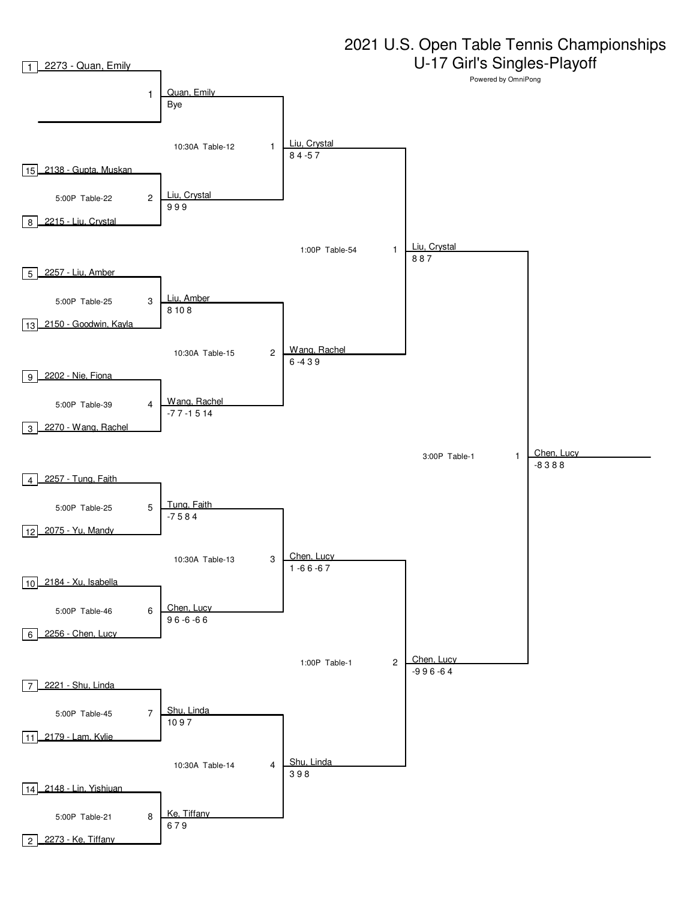# 2021 U.S. Open Table Tennis Championships

## U-17 Girl's Singles-Playoff

Powered by OmniPong

### Round 1

1 2273 - Quan, Emily
(Bye)

- Match 1: Quan, Emily — Bye

15 2138 - Gupta, Muskan
8 2215 - Liu, Crystal

- Match 2 (5:00P Table-22): Liu, Crystal — 9 9 9

5 2257 - Liu, Amber
13 2150 - Goodwin, Kayla

- Match 3 (5:00P Table-25): Liu, Amber — 8 10 8

9 2202 - Nie, Fiona
3 2270 - Wang, Rachel

- Match 4 (5:00P Table-39): Wang, Rachel — -7 7 -1 5 14

4 2257 - Tung, Faith
12 2075 - Yu, Mandy

- Match 5 (5:00P Table-25): Tung, Faith — -7 5 8 4

10 2184 - Xu, Isabella
6 2256 - Chen, Lucy

- Match 6 (5:00P Table-46): Chen, Lucy — 9 6 -6 -6 6

7 2221 - Shu, Linda
11 2179 - Lam, Kylie

- Match 7 (5:00P Table-45): Shu, Linda — 10 9 7

14 2148 - Lin, Yishiuan
2 2273 - Ke, Tiffany

- Match 8 (5:00P Table-21): Ke, Tiffany — 6 7 9

### Quarterfinals

- Match 1 (10:30A Table-12): Liu, Crystal — 8 4 -5 7
- Match 2 (10:30A Table-15): Wang, Rachel — 6 -4 3 9
- Match 3 (10:30A Table-13): Chen, Lucy — 1 -6 6 -6 7
- Match 4 (10:30A Table-14): Shu, Linda — 3 9 8

### Semifinals

- Match 1 (1:00P Table-54): Liu, Crystal — 8 8 7
- Match 2 (1:00P Table-1): Chen, Lucy — -9 9 6 -6 4

### Final

- Match 1 (3:00P Table-1): Chen, Lucy — -8 3 8 8